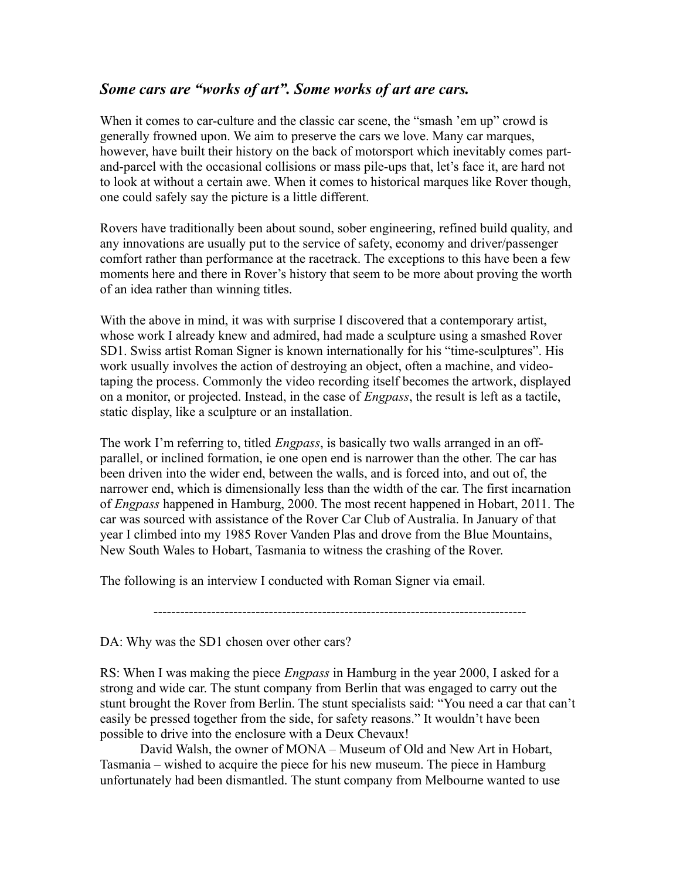## *Some cars are "works of art". Some works of art are cars.*

When it comes to car-culture and the classic car scene, the "smash 'em up" crowd is generally frowned upon. We aim to preserve the cars we love. Many car marques, however, have built their history on the back of motorsport which inevitably comes part-and-parcel with the occasional collisions or mass pile-ups that, let's face it, are hard not to look at without a certain awe. When it comes to historical marques like Rover though, one could safely say the picture is a little different.

Rovers have traditionally been about sound, sober engineering, refined build quality, and any innovations are usually put to the service of safety, economy and driver/passenger comfort rather than performance at the racetrack. The exceptions to this have been a few moments here and there in Rover's history that seem to be more about proving the worth of an idea rather than winning titles.

With the above in mind, it was with surprise I discovered that a contemporary artist, whose work I already knew and admired, had made a sculpture using a smashed Rover SD1. Swiss artist Roman Signer is known internationally for his "time-sculptures". His work usually involves the action of destroying an object, often a machine, and video-taping the process. Commonly the video recording itself becomes the artwork, displayed on a monitor, or projected. Instead, in the case of *Engpass*, the result is left as a tactile, static display, like a sculpture or an installation.

The work I'm referring to, titled *Engpass*, is basically two walls arranged in an off-parallel, or inclined formation, ie one open end is narrower than the other. The car has been driven into the wider end, between the walls, and is forced into, and out of, the narrower end, which is dimensionally less than the width of the car. The first incarnation of *Engpass* happened in Hamburg, 2000. The most recent happened in Hobart, 2011. The car was sourced with assistance of the Rover Car Club of Australia. In January of that year I climbed into my 1985 Rover Vanden Plas and drove from the Blue Mountains, New South Wales to Hobart, Tasmania to witness the crashing of the Rover.

The following is an interview I conducted with Roman Signer via email.

---

DA: Why was the SD1 chosen over other cars?

RS: When I was making the piece *Engpass* in Hamburg in the year 2000, I asked for a strong and wide car. The stunt company from Berlin that was engaged to carry out the stunt brought the Rover from Berlin. The stunt specialists said: "You need a car that can't easily be pressed together from the side, for safety reasons." It wouldn't have been possible to drive into the enclosure with a Deux Chevaux!

David Walsh, the owner of MONA – Museum of Old and New Art in Hobart, Tasmania – wished to acquire the piece for his new museum. The piece in Hamburg unfortunately had been dismantled. The stunt company from Melbourne wanted to use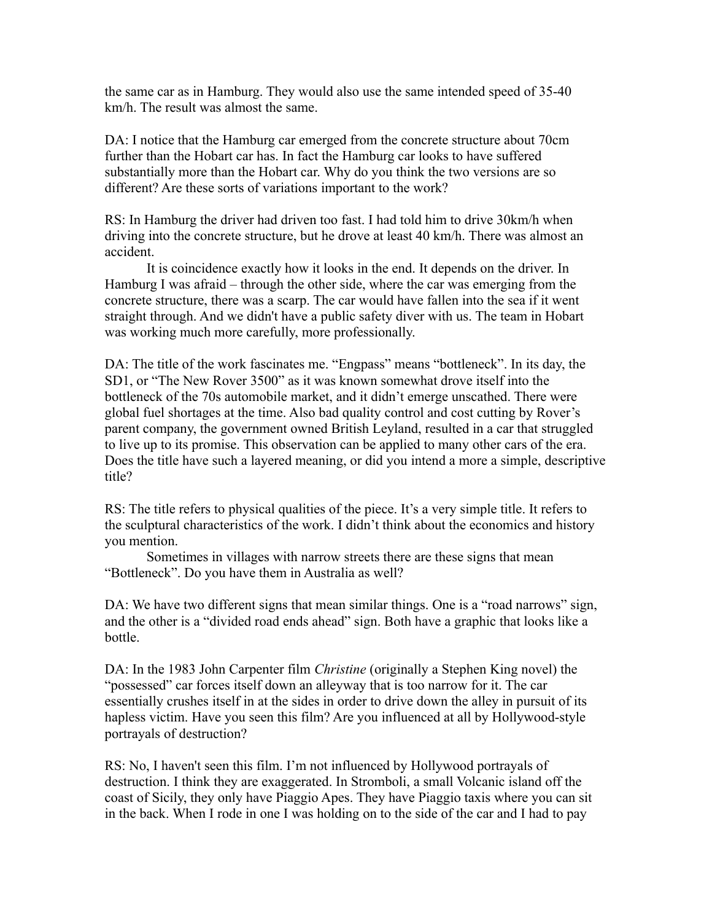the same car as in Hamburg. They would also use the same intended speed of 35-40 km/h. The result was almost the same.

DA: I notice that the Hamburg car emerged from the concrete structure about 70cm further than the Hobart car has. In fact the Hamburg car looks to have suffered substantially more than the Hobart car. Why do you think the two versions are so different? Are these sorts of variations important to the work?

RS: In Hamburg the driver had driven too fast. I had told him to drive 30km/h when driving into the concrete structure, but he drove at least 40 km/h. There was almost an accident.

It is coincidence exactly how it looks in the end. It depends on the driver. In Hamburg I was afraid – through the other side, where the car was emerging from the concrete structure, there was a scarp. The car would have fallen into the sea if it went straight through. And we didn't have a public safety diver with us. The team in Hobart was working much more carefully, more professionally.

DA: The title of the work fascinates me. "Engpass" means "bottleneck". In its day, the SD1, or "The New Rover 3500" as it was known somewhat drove itself into the bottleneck of the 70s automobile market, and it didn't emerge unscathed. There were global fuel shortages at the time. Also bad quality control and cost cutting by Rover's parent company, the government owned British Leyland, resulted in a car that struggled to live up to its promise. This observation can be applied to many other cars of the era. Does the title have such a layered meaning, or did you intend a more a simple, descriptive title?

RS: The title refers to physical qualities of the piece. It's a very simple title. It refers to the sculptural characteristics of the work. I didn't think about the economics and history you mention.

Sometimes in villages with narrow streets there are these signs that mean "Bottleneck". Do you have them in Australia as well?

DA: We have two different signs that mean similar things. One is a "road narrows" sign, and the other is a "divided road ends ahead" sign. Both have a graphic that looks like a bottle.

DA: In the 1983 John Carpenter film *Christine* (originally a Stephen King novel) the "possessed" car forces itself down an alleyway that is too narrow for it. The car essentially crushes itself in at the sides in order to drive down the alley in pursuit of its hapless victim. Have you seen this film? Are you influenced at all by Hollywood-style portrayals of destruction?

RS: No, I haven't seen this film. I'm not influenced by Hollywood portrayals of destruction. I think they are exaggerated. In Stromboli, a small Volcanic island off the coast of Sicily, they only have Piaggio Apes. They have Piaggio taxis where you can sit in the back. When I rode in one I was holding on to the side of the car and I had to pay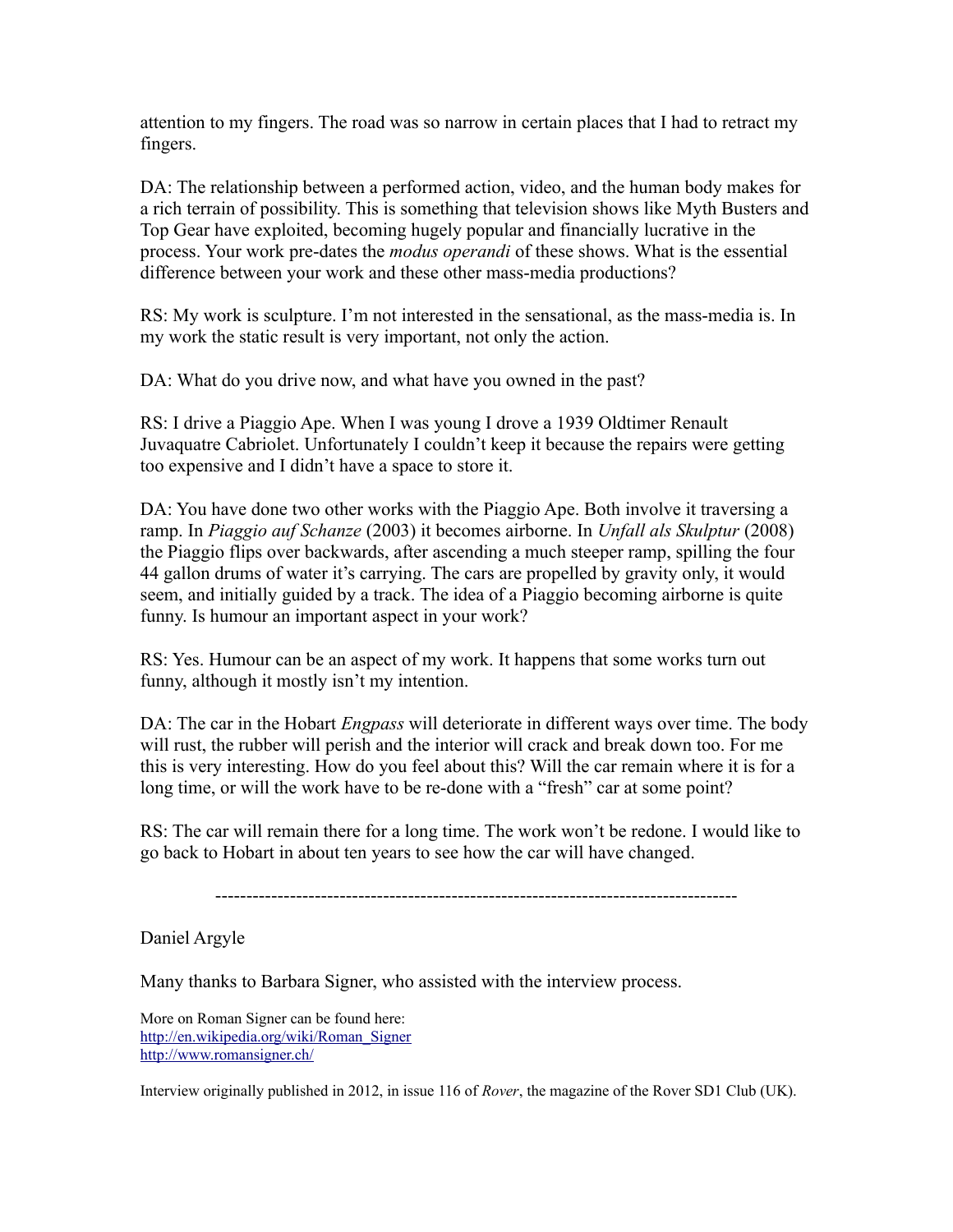attention to my fingers. The road was so narrow in certain places that I had to retract my fingers.

DA: The relationship between a performed action, video, and the human body makes for a rich terrain of possibility. This is something that television shows like Myth Busters and Top Gear have exploited, becoming hugely popular and financially lucrative in the process. Your work pre-dates the *modus operandi* of these shows. What is the essential difference between your work and these other mass-media productions?

RS: My work is sculpture. I'm not interested in the sensational, as the mass-media is. In my work the static result is very important, not only the action.

DA: What do you drive now, and what have you owned in the past?

RS: I drive a Piaggio Ape. When I was young I drove a 1939 Oldtimer Renault Juvaquatre Cabriolet. Unfortunately I couldn't keep it because the repairs were getting too expensive and I didn't have a space to store it.

DA: You have done two other works with the Piaggio Ape. Both involve it traversing a ramp. In *Piaggio auf Schanze* (2003) it becomes airborne. In *Unfall als Skulptur* (2008) the Piaggio flips over backwards, after ascending a much steeper ramp, spilling the four 44 gallon drums of water it's carrying. The cars are propelled by gravity only, it would seem, and initially guided by a track. The idea of a Piaggio becoming airborne is quite funny. Is humour an important aspect in your work?

RS: Yes. Humour can be an aspect of my work. It happens that some works turn out funny, although it mostly isn't my intention.

DA: The car in the Hobart *Engpass* will deteriorate in different ways over time. The body will rust, the rubber will perish and the interior will crack and break down too. For me this is very interesting. How do you feel about this? Will the car remain where it is for a long time, or will the work have to be re-done with a "fresh" car at some point?

RS: The car will remain there for a long time. The work won't be redone. I would like to go back to Hobart in about ten years to see how the car will have changed.

---

Daniel Argyle

Many thanks to Barbara Signer, who assisted with the interview process.

More on Roman Signer can be found here:
http://en.wikipedia.org/wiki/Roman_Signer
http://www.romansigner.ch/

Interview originally published in 2012, in issue 116 of *Rover*, the magazine of the Rover SD1 Club (UK).